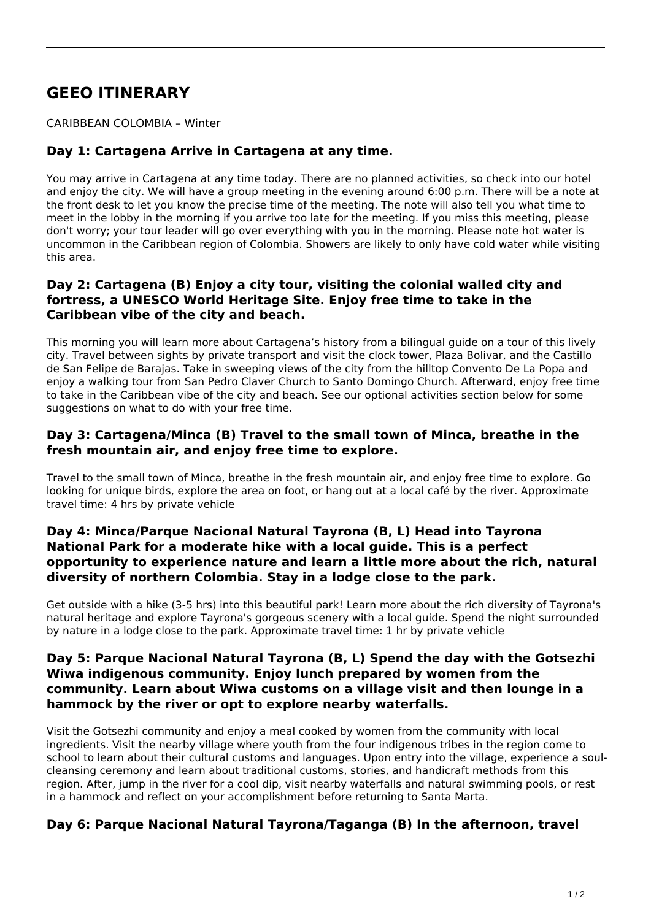# GEEO ITINERARY

CARIBBEAN COLOMBIA – Winter

### Day 1: Cartagena Arrive in Cartagena at any time.

You may arrive in Cartagena at any time today. There are no planned activities, so check into our hotel and enjoy the city. We will have a group meeting in the evening around 6:00 p.m. There will be a note at the front desk to let you know the precise time of the meeting. The note will also tell you what time to meet in the lobby in the morning if you arrive too late for the meeting. If you miss this meeting, please don't worry; your tour leader will go over everything with you in the morning. Please note hot water is uncommon in the Caribbean region of Colombia. Showers are likely to only have cold water while visiting this area.

### Day 2: Cartagena (B) Enjoy a city tour, visiting the colonial walled city and fortress, a UNESCO World Heritage Site. Enjoy free time to take in the Caribbean vibe of the city and beach.

This morning you will learn more about Cartagena's history from a bilingual guide on a tour of this lively city. Travel between sights by private transport and visit the clock tower, Plaza Bolivar, and the Castillo de San Felipe de Barajas. Take in sweeping views of the city from the hilltop Convento De La Popa and enjoy a walking tour from San Pedro Claver Church to Santo Domingo Church. Afterward, enjoy free time to take in the Caribbean vibe of the city and beach. See our optional activities section below for some suggestions on what to do with your free time.

### Day 3: Cartagena/Minca (B) Travel to the small town of Minca, breathe in the fresh mountain air, and enjoy free time to explore.

Travel to the small town of Minca, breathe in the fresh mountain air, and enjoy free time to explore. Go looking for unique birds, explore the area on foot, or hang out at a local café by the river. Approximate travel time: 4 hrs by private vehicle

### Day 4: Minca/Parque Nacional Natural Tayrona (B, L) Head into Tayrona National Park for a moderate hike with a local guide. This is a perfect opportunity to experience nature and learn a little more about the rich, natural diversity of northern Colombia. Stay in a lodge close to the park.

Get outside with a hike (3-5 hrs) into this beautiful park! Learn more about the rich diversity of Tayrona's natural heritage and explore Tayrona's gorgeous scenery with a local guide. Spend the night surrounded by nature in a lodge close to the park. Approximate travel time: 1 hr by private vehicle

### Day 5: Parque Nacional Natural Tayrona (B, L) Spend the day with the Gotsezhi Wiwa indigenous community. Enjoy lunch prepared by women from the community. Learn about Wiwa customs on a village visit and then lounge in a hammock by the river or opt to explore nearby waterfalls.

Visit the Gotsezhi community and enjoy a meal cooked by women from the community with local ingredients. Visit the nearby village where youth from the four indigenous tribes in the region come to school to learn about their cultural customs and languages. Upon entry into the village, experience a soul-cleansing ceremony and learn about traditional customs, stories, and handicraft methods from this region. After, jump in the river for a cool dip, visit nearby waterfalls and natural swimming pools, or rest in a hammock and reflect on your accomplishment before returning to Santa Marta.

### Day 6: Parque Nacional Natural Tayrona/Taganga (B) In the afternoon, travel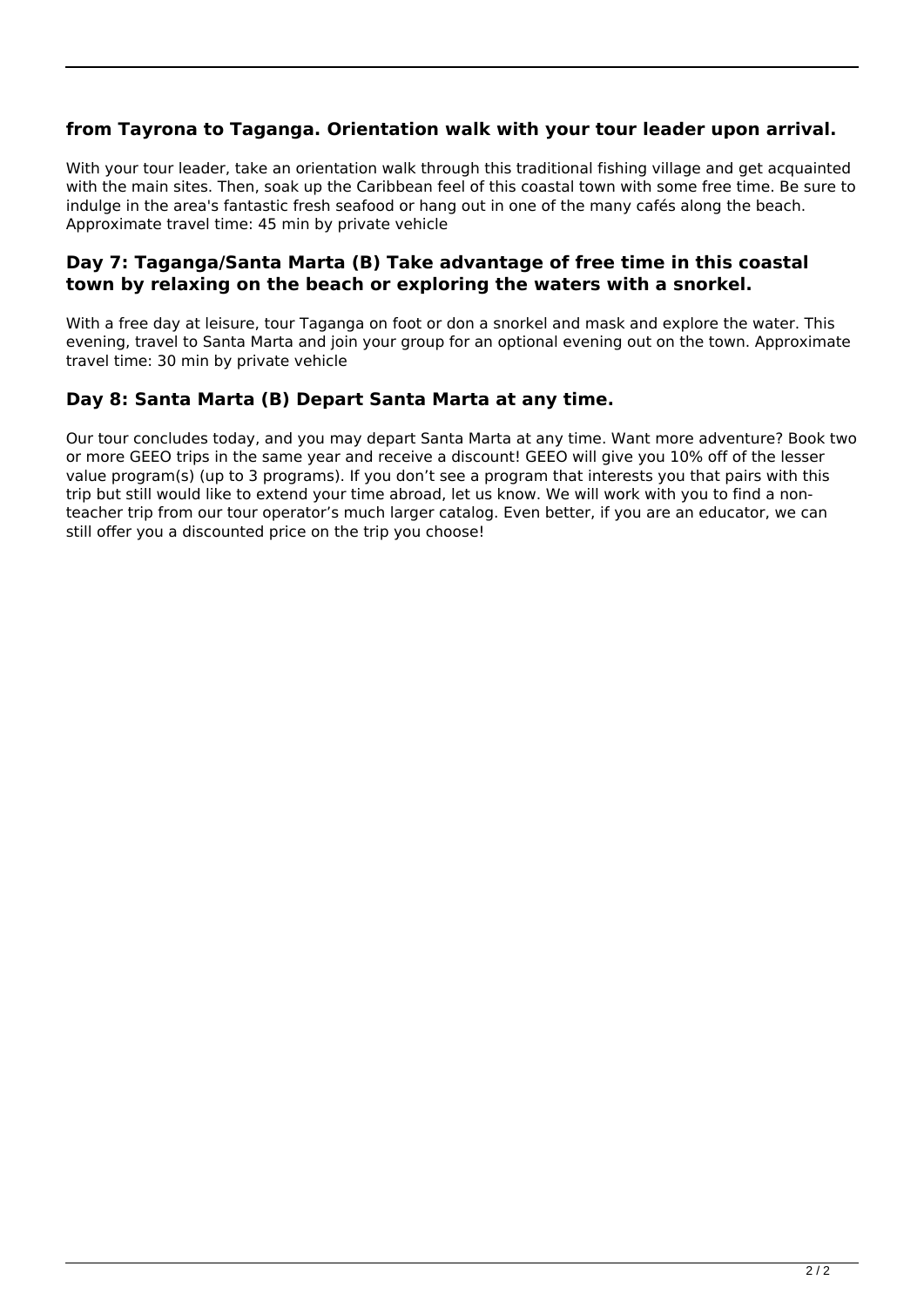### from Tayrona to Taganga. Orientation walk with your tour leader upon arrival.

With your tour leader, take an orientation walk through this traditional fishing village and get acquainted with the main sites. Then, soak up the Caribbean feel of this coastal town with some free time. Be sure to indulge in the area's fantastic fresh seafood or hang out in one of the many cafés along the beach. Approximate travel time: 45 min by private vehicle

### Day 7: Taganga/Santa Marta (B) Take advantage of free time in this coastal town by relaxing on the beach or exploring the waters with a snorkel.

With a free day at leisure, tour Taganga on foot or don a snorkel and mask and explore the water. This evening, travel to Santa Marta and join your group for an optional evening out on the town. Approximate travel time: 30 min by private vehicle

### Day 8: Santa Marta (B) Depart Santa Marta at any time.

Our tour concludes today, and you may depart Santa Marta at any time. Want more adventure? Book two or more GEEO trips in the same year and receive a discount! GEEO will give you 10% off of the lesser value program(s) (up to 3 programs). If you don't see a program that interests you that pairs with this trip but still would like to extend your time abroad, let us know. We will work with you to find a non-teacher trip from our tour operator's much larger catalog. Even better, if you are an educator, we can still offer you a discounted price on the trip you choose!